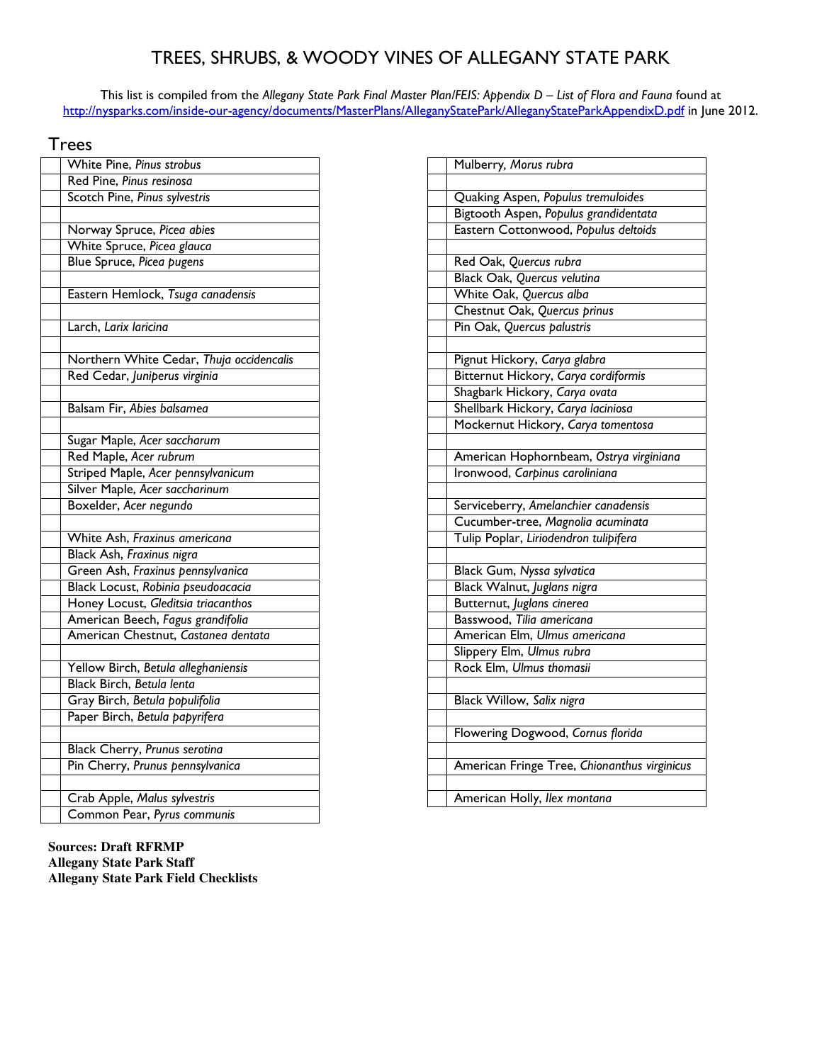# TREES, SHRUBS, & WOODY VINES OF ALLEGANY STATE PARK

This list is compiled from the *Allegany State Park Final Master Plan/FEIS: Appendix D – List of Flora and Fauna* found at http://nysparks.com/inside-our-agency/documents/MasterPlans/AlleganyStatePark/AlleganyStateParkAppendixD.pdf in June 2012.

## Trees

| | |
|---|---|
| | White Pine, *Pinus strobus* |
| | Red Pine, *Pinus resinosa* |
| | Scotch Pine, *Pinus sylvestris* |
| | |
| | Norway Spruce, *Picea abies* |
| | White Spruce, *Picea glauca* |
| | Blue Spruce, *Picea pugens* |
| | |
| | Eastern Hemlock, *Tsuga canadensis* |
| | |
| | Larch, *Larix laricina* |
| | |
| | Northern White Cedar, *Thuja occidencalis* |
| | Red Cedar, *Juniperus virginia* |
| | |
| | Balsam Fir, *Abies balsamea* |
| | |
| | Sugar Maple, *Acer saccharum* |
| | Red Maple, *Acer rubrum* |
| | Striped Maple, *Acer pennsylvanicum* |
| | Silver Maple, *Acer saccharinum* |
| | Boxelder, *Acer negundo* |
| | |
| | White Ash, *Fraxinus americana* |
| | Black Ash, *Fraxinus nigra* |
| | Green Ash, *Fraxinus pennsylvanica* |
| | Black Locust, *Robinia pseudoacacia* |
| | Honey Locust, *Gleditsia triacanthos* |
| | American Beech, *Fagus grandifolia* |
| | American Chestnut, *Castanea dentata* |
| | |
| | Yellow Birch, *Betula alleghaniensis* |
| | Black Birch, *Betula lenta* |
| | Gray Birch, *Betula populifolia* |
| | Paper Birch, *Betula papyrifera* |
| | |
| | Black Cherry, *Prunus serotina* |
| | Pin Cherry, *Prunus pennsylvanica* |
| | |
| | Crab Apple, *Malus sylvestris* |
| | Common Pear, *Pyrus communis* |

| | |
|---|---|
| | Mulberry, *Morus rubra* |
| | |
| | Quaking Aspen, *Populus tremuloides* |
| | Bigtooth Aspen, *Populus grandidentata* |
| | Eastern Cottonwood, *Populus deltoids* |
| | |
| | Red Oak, *Quercus rubra* |
| | Black Oak, *Quercus velutina* |
| | White Oak, *Quercus alba* |
| | Chestnut Oak, *Quercus prinus* |
| | Pin Oak, *Quercus palustris* |
| | |
| | Pignut Hickory, *Carya glabra* |
| | Bitternut Hickory, *Carya cordiformis* |
| | Shagbark Hickory, *Carya ovata* |
| | Shellbark Hickory, *Carya laciniosa* |
| | Mockernut Hickory, *Carya tomentosa* |
| | |
| | American Hophornbeam, *Ostrya virginiana* |
| | Ironwood, *Carpinus caroliniana* |
| | |
| | Serviceberry, *Amelanchier canadensis* |
| | Cucumber-tree, *Magnolia acuminata* |
| | Tulip Poplar, *Liriodendron tulipifera* |
| | |
| | Black Gum, *Nyssa sylvatica* |
| | Black Walnut, *Juglans nigra* |
| | Butternut, *Juglans cinerea* |
| | Basswood, *Tilia americana* |
| | American Elm, *Ulmus americana* |
| | Slippery Elm, *Ulmus rubra* |
| | Rock Elm, *Ulmus thomasii* |
| | |
| | Black Willow, *Salix nigra* |
| | |
| | Flowering Dogwood, *Cornus florida* |
| | |
| | American Fringe Tree, *Chionanthus virginicus* |
| | |
| | American Holly, *Ilex montana* |

**Sources: Draft RFRMP**
**Allegany State Park Staff**
**Allegany State Park Field Checklists**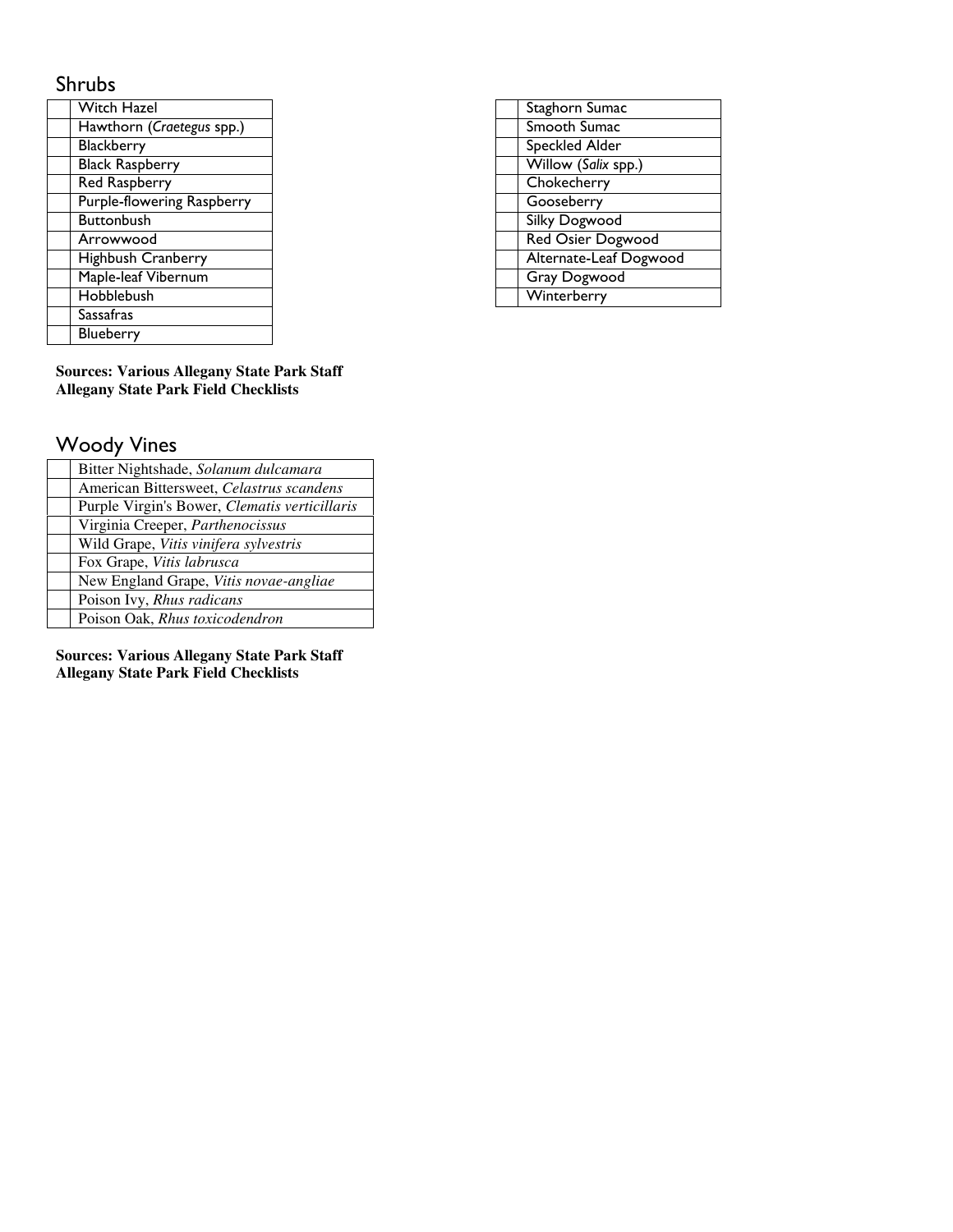## Shrubs

| | |
|---|---|
| | Witch Hazel |
| | Hawthorn (*Craetegus* spp.) |
| | Blackberry |
| | Black Raspberry |
| | Red Raspberry |
| | Purple-flowering Raspberry |
| | Buttonbush |
| | Arrowwood |
| | Highbush Cranberry |
| | Maple-leaf Vibernum |
| | Hobblebush |
| | Sassafras |
| | Blueberry |
| | Staghorn Sumac |
| | Smooth Sumac |
| | Speckled Alder |
| | Willow (*Salix* spp.) |
| | Chokecherry |
| | Gooseberry |
| | Silky Dogwood |
| | Red Osier Dogwood |
| | Alternate-Leaf Dogwood |
| | Gray Dogwood |
| | Winterberry |

**Sources: Various Allegany State Park Staff**
**Allegany State Park Field Checklists**

## Woody Vines

| | |
|---|---|
| | Bitter Nightshade, *Solanum dulcamara* |
| | American Bittersweet, *Celastrus scandens* |
| | Purple Virgin's Bower, *Clematis verticillaris* |
| | Virginia Creeper, *Parthenocissus* |
| | Wild Grape, *Vitis vinifera sylvestris* |
| | Fox Grape, *Vitis labrusca* |
| | New England Grape, *Vitis novae-angliae* |
| | Poison Ivy, *Rhus radicans* |
| | Poison Oak, *Rhus toxicodendron* |

**Sources: Various Allegany State Park Staff**
**Allegany State Park Field Checklists**